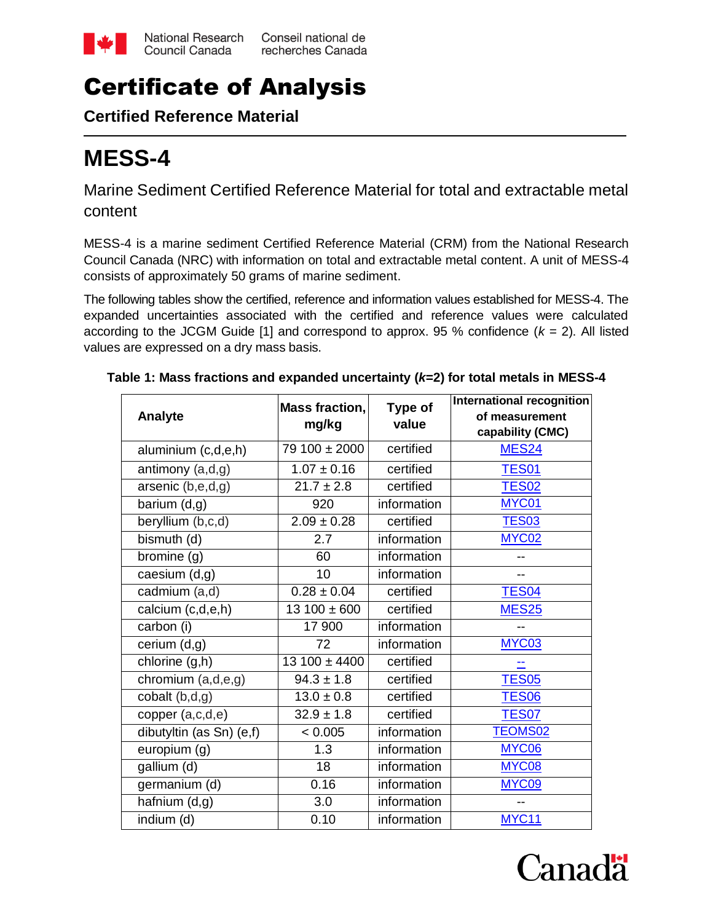National Research Council Canada | Conseil national de recherches Canada

# Certificate of Analysis

### Certified Reference Material

# MESS-4

## Marine Sediment Certified Reference Material for total and extractable metal content

MESS-4 is a marine sediment Certified Reference Material (CRM) from the National Research Council Canada (NRC) with information on total and extractable metal content. A unit of MESS-4 consists of approximately 50 grams of marine sediment.

The following tables show the certified, reference and information values established for MESS-4. The expanded uncertainties associated with the certified and reference values were calculated according to the JCGM Guide [1] and correspond to approx. 95 % confidence ($k$ = 2). All listed values are expressed on a dry mass basis.

**Table 1: Mass fractions and expanded uncertainty ($k$=2) for total metals in MESS-4**

| Analyte | Mass fraction, mg/kg | Type of value | International recognition of measurement capability (CMC) |
|---|---|---|---|
| aluminium (c,d,e,h) | 79 100 ± 2000 | certified | MES24 |
| antimony (a,d,g) | 1.07 ± 0.16 | certified | TES01 |
| arsenic (b,e,d,g) | 21.7 ± 2.8 | certified | TES02 |
| barium (d,g) | 920 | information | MYC01 |
| beryllium (b,c,d) | 2.09 ± 0.28 | certified | TES03 |
| bismuth (d) | 2.7 | information | MYC02 |
| bromine (g) | 60 | information | -- |
| caesium (d,g) | 10 | information | -- |
| cadmium (a,d) | 0.28 ± 0.04 | certified | TES04 |
| calcium (c,d,e,h) | 13 100 ± 600 | certified | MES25 |
| carbon (i) | 17 900 | information | -- |
| cerium (d,g) | 72 | information | MYC03 |
| chlorine (g,h) | 13 100 ± 4400 | certified | -- |
| chromium (a,d,e,g) | 94.3 ± 1.8 | certified | TES05 |
| cobalt (b,d,g) | 13.0 ± 0.8 | certified | TES06 |
| copper (a,c,d,e) | 32.9 ± 1.8 | certified | TES07 |
| dibutyltin (as Sn) (e,f) | < 0.005 | information | TEOMS02 |
| europium (g) | 1.3 | information | MYC06 |
| gallium (d) | 18 | information | MYC08 |
| germanium (d) | 0.16 | information | MYC09 |
| hafnium (d,g) | 3.0 | information | -- |
| indium (d) | 0.10 | information | MYC11 |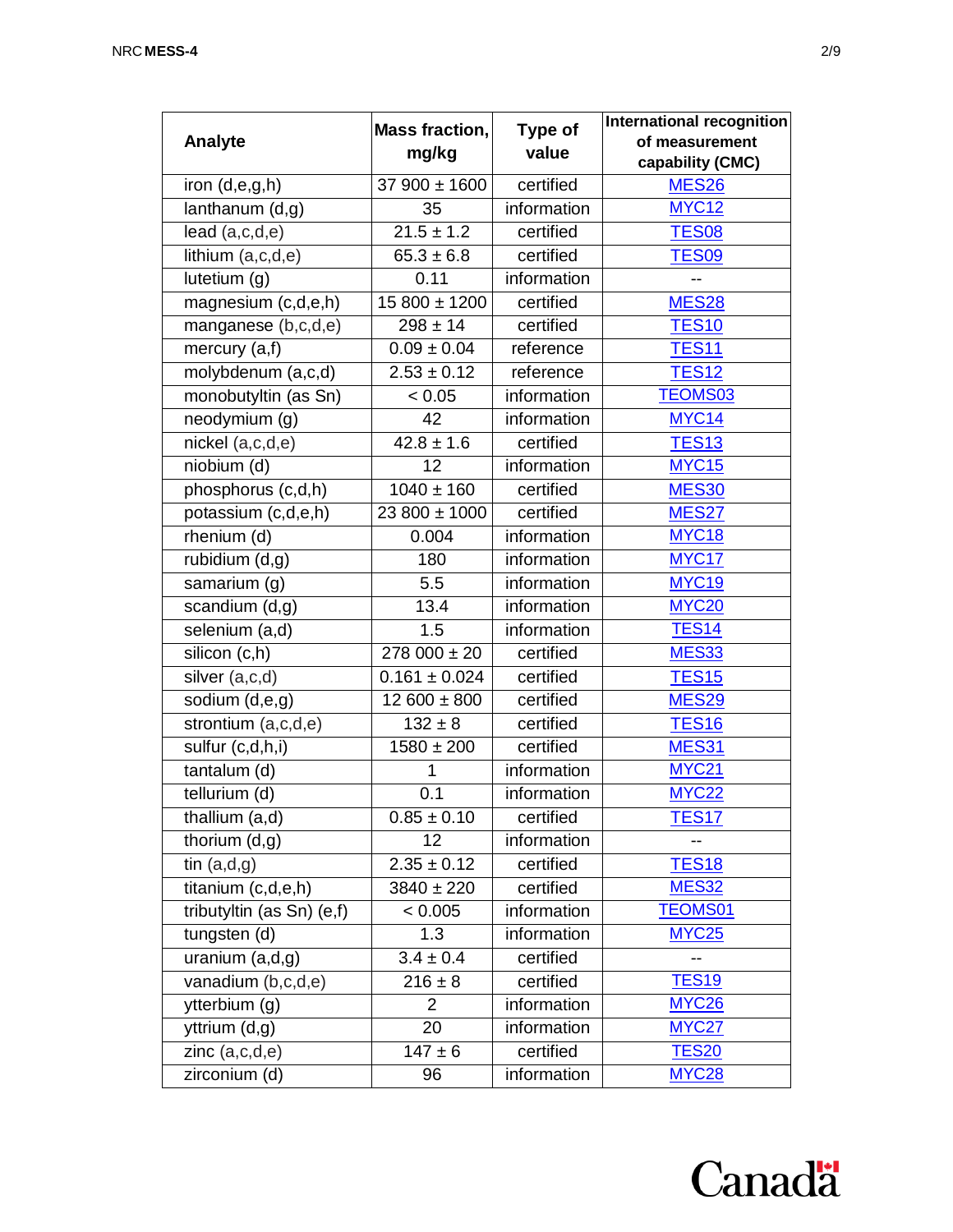| Analyte | Mass fraction, mg/kg | Type of value | International recognition of measurement capability (CMC) |
|---|---|---|---|
| iron (d,e,g,h) | 37 900 ± 1600 | certified | MES26 |
| lanthanum (d,g) | 35 | information | MYC12 |
| lead (a,c,d,e) | 21.5 ± 1.2 | certified | TES08 |
| lithium (a,c,d,e) | 65.3 ± 6.8 | certified | TES09 |
| lutetium (g) | 0.11 | information | -- |
| magnesium (c,d,e,h) | 15 800 ± 1200 | certified | MES28 |
| manganese (b,c,d,e) | 298 ± 14 | certified | TES10 |
| mercury (a,f) | 0.09 ± 0.04 | reference | TES11 |
| molybdenum (a,c,d) | 2.53 ± 0.12 | reference | TES12 |
| monobutyltin (as Sn) | < 0.05 | information | TEOMS03 |
| neodymium (g) | 42 | information | MYC14 |
| nickel (a,c,d,e) | 42.8 ± 1.6 | certified | TES13 |
| niobium (d) | 12 | information | MYC15 |
| phosphorus (c,d,h) | 1040 ± 160 | certified | MES30 |
| potassium (c,d,e,h) | 23 800 ± 1000 | certified | MES27 |
| rhenium (d) | 0.004 | information | MYC18 |
| rubidium (d,g) | 180 | information | MYC17 |
| samarium (g) | 5.5 | information | MYC19 |
| scandium (d,g) | 13.4 | information | MYC20 |
| selenium (a,d) | 1.5 | information | TES14 |
| silicon (c,h) | 278 000 ± 20 | certified | MES33 |
| silver (a,c,d) | 0.161 ± 0.024 | certified | TES15 |
| sodium (d,e,g) | 12 600 ± 800 | certified | MES29 |
| strontium (a,c,d,e) | 132 ± 8 | certified | TES16 |
| sulfur (c,d,h,i) | 1580 ± 200 | certified | MES31 |
| tantalum (d) | 1 | information | MYC21 |
| tellurium (d) | 0.1 | information | MYC22 |
| thallium (a,d) | 0.85 ± 0.10 | certified | TES17 |
| thorium (d,g) | 12 | information | -- |
| tin (a,d,g) | 2.35 ± 0.12 | certified | TES18 |
| titanium (c,d,e,h) | 3840 ± 220 | certified | MES32 |
| tributyltin (as Sn) (e,f) | < 0.005 | information | TEOMS01 |
| tungsten (d) | 1.3 | information | MYC25 |
| uranium (a,d,g) | 3.4 ± 0.4 | certified | -- |
| vanadium (b,c,d,e) | 216 ± 8 | certified | TES19 |
| ytterbium (g) | 2 | information | MYC26 |
| yttrium (d,g) | 20 | information | MYC27 |
| zinc (a,c,d,e) | 147 ± 6 | certified | TES20 |
| zirconium (d) | 96 | information | MYC28 |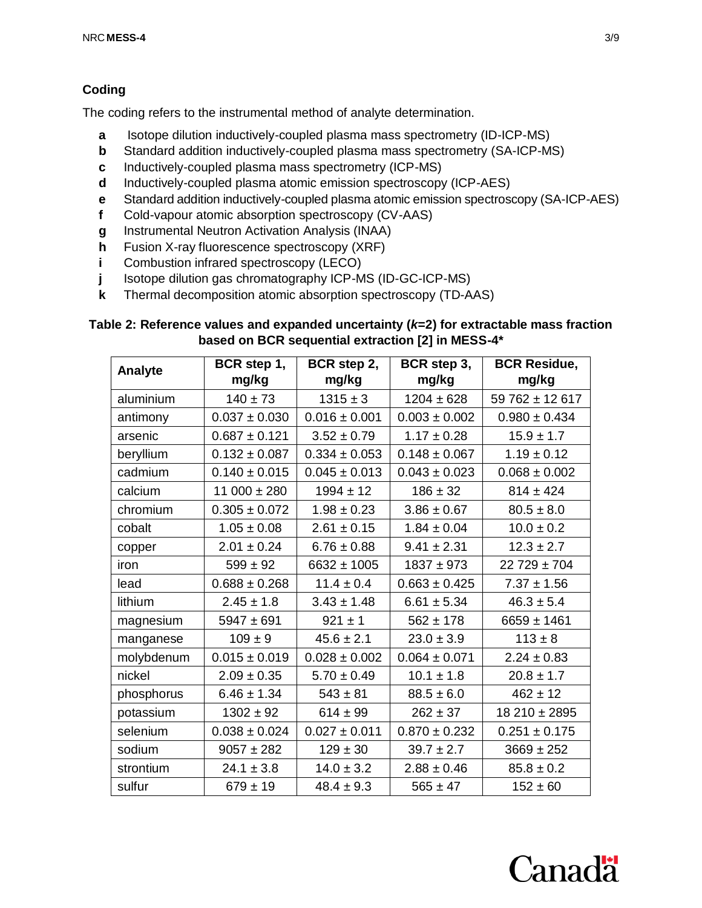## Coding

The coding refers to the instrumental method of analyte determination.

- **a** Isotope dilution inductively-coupled plasma mass spectrometry (ID-ICP-MS)
- **b** Standard addition inductively-coupled plasma mass spectrometry (SA-ICP-MS)
- **c** Inductively-coupled plasma mass spectrometry (ICP-MS)
- **d** Inductively-coupled plasma atomic emission spectroscopy (ICP-AES)
- **e** Standard addition inductively-coupled plasma atomic emission spectroscopy (SA-ICP-AES)
- **f** Cold-vapour atomic absorption spectroscopy (CV-AAS)
- **g** Instrumental Neutron Activation Analysis (INAA)
- **h** Fusion X-ray fluorescence spectroscopy (XRF)
- **i** Combustion infrared spectroscopy (LECO)
- **j** Isotope dilution gas chromatography ICP-MS (ID-GC-ICP-MS)
- **k** Thermal decomposition atomic absorption spectroscopy (TD-AAS)

**Table 2: Reference values and expanded uncertainty (*k*=2) for extractable mass fraction based on BCR sequential extraction [2] in MESS-4***

| Analyte | BCR step 1, mg/kg | BCR step 2, mg/kg | BCR step 3, mg/kg | BCR Residue, mg/kg |
|---|---|---|---|---|
| aluminium | 140 ± 73 | 1315 ± 3 | 1204 ± 628 | 59 762 ± 12 617 |
| antimony | 0.037 ± 0.030 | 0.016 ± 0.001 | 0.003 ± 0.002 | 0.980 ± 0.434 |
| arsenic | 0.687 ± 0.121 | 3.52 ± 0.79 | 1.17 ± 0.28 | 15.9 ± 1.7 |
| beryllium | 0.132 ± 0.087 | 0.334 ± 0.053 | 0.148 ± 0.067 | 1.19 ± 0.12 |
| cadmium | 0.140 ± 0.015 | 0.045 ± 0.013 | 0.043 ± 0.023 | 0.068 ± 0.002 |
| calcium | 11 000 ± 280 | 1994 ± 12 | 186 ± 32 | 814 ± 424 |
| chromium | 0.305 ± 0.072 | 1.98 ± 0.23 | 3.86 ± 0.67 | 80.5 ± 8.0 |
| cobalt | 1.05 ± 0.08 | 2.61 ± 0.15 | 1.84 ± 0.04 | 10.0 ± 0.2 |
| copper | 2.01 ± 0.24 | 6.76 ± 0.88 | 9.41 ± 2.31 | 12.3 ± 2.7 |
| iron | 599 ± 92 | 6632 ± 1005 | 1837 ± 973 | 22 729 ± 704 |
| lead | 0.688 ± 0.268 | 11.4 ± 0.4 | 0.663 ± 0.425 | 7.37 ± 1.56 |
| lithium | 2.45 ± 1.8 | 3.43 ± 1.48 | 6.61 ± 5.34 | 46.3 ± 5.4 |
| magnesium | 5947 ± 691 | 921 ± 1 | 562 ± 178 | 6659 ± 1461 |
| manganese | 109 ± 9 | 45.6 ± 2.1 | 23.0 ± 3.9 | 113 ± 8 |
| molybdenum | 0.015 ± 0.019 | 0.028 ± 0.002 | 0.064 ± 0.071 | 2.24 ± 0.83 |
| nickel | 2.09 ± 0.35 | 5.70 ± 0.49 | 10.1 ± 1.8 | 20.8 ± 1.7 |
| phosphorus | 6.46 ± 1.34 | 543 ± 81 | 88.5 ± 6.0 | 462 ± 12 |
| potassium | 1302 ± 92 | 614 ± 99 | 262 ± 37 | 18 210 ± 2895 |
| selenium | 0.038 ± 0.024 | 0.027 ± 0.011 | 0.870 ± 0.232 | 0.251 ± 0.175 |
| sodium | 9057 ± 282 | 129 ± 30 | 39.7 ± 2.7 | 3669 ± 252 |
| strontium | 24.1 ± 3.8 | 14.0 ± 3.2 | 2.88 ± 0.46 | 85.8 ± 0.2 |
| sulfur | 679 ± 19 | 48.4 ± 9.3 | 565 ± 47 | 152 ± 60 |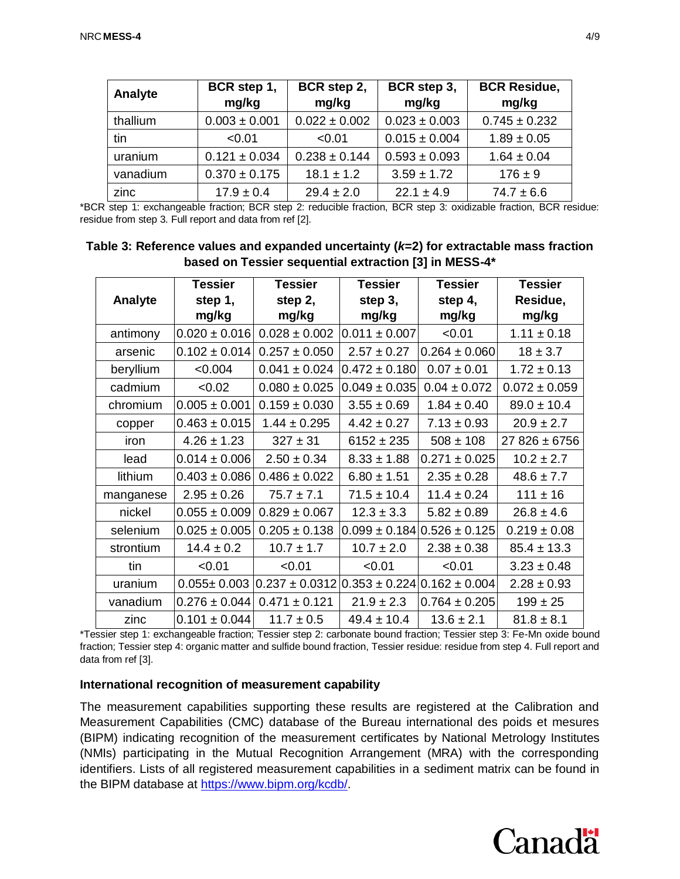| Analyte | BCR step 1, mg/kg | BCR step 2, mg/kg | BCR step 3, mg/kg | BCR Residue, mg/kg |
|---|---|---|---|---|
| thallium | 0.003 ± 0.001 | 0.022 ± 0.002 | 0.023 ± 0.003 | 0.745 ± 0.232 |
| tin | <0.01 | <0.01 | 0.015 ± 0.004 | 1.89 ± 0.05 |
| uranium | 0.121 ± 0.034 | 0.238 ± 0.144 | 0.593 ± 0.093 | 1.64 ± 0.04 |
| vanadium | 0.370 ± 0.175 | 18.1 ± 1.2 | 3.59 ± 1.72 | 176 ± 9 |
| zinc | 17.9 ± 0.4 | 29.4 ± 2.0 | 22.1 ± 4.9 | 74.7 ± 6.6 |

*BCR step 1: exchangeable fraction; BCR step 2: reducible fraction, BCR step 3: oxidizable fraction, BCR residue: residue from step 3. Full report and data from ref [2].

**Table 3: Reference values and expanded uncertainty (*k*=2) for extractable mass fraction based on Tessier sequential extraction [3] in MESS-4***

| Analyte | Tessier step 1, mg/kg | Tessier step 2, mg/kg | Tessier step 3, mg/kg | Tessier step 4, mg/kg | Tessier Residue, mg/kg |
|---|---|---|---|---|---|
| antimony | 0.020 ± 0.016 | 0.028 ± 0.002 | 0.011 ± 0.007 | <0.01 | 1.11 ± 0.18 |
| arsenic | 0.102 ± 0.014 | 0.257 ± 0.050 | 2.57 ± 0.27 | 0.264 ± 0.060 | 18 ± 3.7 |
| beryllium | <0.004 | 0.041 ± 0.024 | 0.472 ± 0.180 | 0.07 ± 0.01 | 1.72 ± 0.13 |
| cadmium | <0.02 | 0.080 ± 0.025 | 0.049 ± 0.035 | 0.04 ± 0.072 | 0.072 ± 0.059 |
| chromium | 0.005 ± 0.001 | 0.159 ± 0.030 | 3.55 ± 0.69 | 1.84 ± 0.40 | 89.0 ± 10.4 |
| copper | 0.463 ± 0.015 | 1.44 ± 0.295 | 4.42 ± 0.27 | 7.13 ± 0.93 | 20.9 ± 2.7 |
| iron | 4.26 ± 1.23 | 327 ± 31 | 6152 ± 235 | 508 ± 108 | 27 826 ± 6756 |
| lead | 0.014 ± 0.006 | 2.50 ± 0.34 | 8.33 ± 1.88 | 0.271 ± 0.025 | 10.2 ± 2.7 |
| lithium | 0.403 ± 0.086 | 0.486 ± 0.022 | 6.80 ± 1.51 | 2.35 ± 0.28 | 48.6 ± 7.7 |
| manganese | 2.95 ± 0.26 | 75.7 ± 7.1 | 71.5 ± 10.4 | 11.4 ± 0.24 | 111 ± 16 |
| nickel | 0.055 ± 0.009 | 0.829 ± 0.067 | 12.3 ± 3.3 | 5.82 ± 0.89 | 26.8 ± 4.6 |
| selenium | 0.025 ± 0.005 | 0.205 ± 0.138 | 0.099 ± 0.184 | 0.526 ± 0.125 | 0.219 ± 0.08 |
| strontium | 14.4 ± 0.2 | 10.7 ± 1.7 | 10.7 ± 2.0 | 2.38 ± 0.38 | 85.4 ± 13.3 |
| tin | <0.01 | <0.01 | <0.01 | <0.01 | 3.23 ± 0.48 |
| uranium | 0.055± 0.003 | 0.237 ± 0.0312 | 0.353 ± 0.224 | 0.162 ± 0.004 | 2.28 ± 0.93 |
| vanadium | 0.276 ± 0.044 | 0.471 ± 0.121 | 21.9 ± 2.3 | 0.764 ± 0.205 | 199 ± 25 |
| zinc | 0.101 ± 0.044 | 11.7 ± 0.5 | 49.4 ± 10.4 | 13.6 ± 2.1 | 81.8 ± 8.1 |

*Tessier step 1: exchangeable fraction; Tessier step 2: carbonate bound fraction; Tessier step 3: Fe-Mn oxide bound fraction; Tessier step 4: organic matter and sulfide bound fraction, Tessier residue: residue from step 4. Full report and data from ref [3].

### International recognition of measurement capability

The measurement capabilities supporting these results are registered at the Calibration and Measurement Capabilities (CMC) database of the Bureau international des poids et mesures (BIPM) indicating recognition of the measurement certificates by National Metrology Institutes (NMIs) participating in the Mutual Recognition Arrangement (MRA) with the corresponding identifiers. Lists of all registered measurement capabilities in a sediment matrix can be found in the BIPM database at https://www.bipm.org/kcdb/.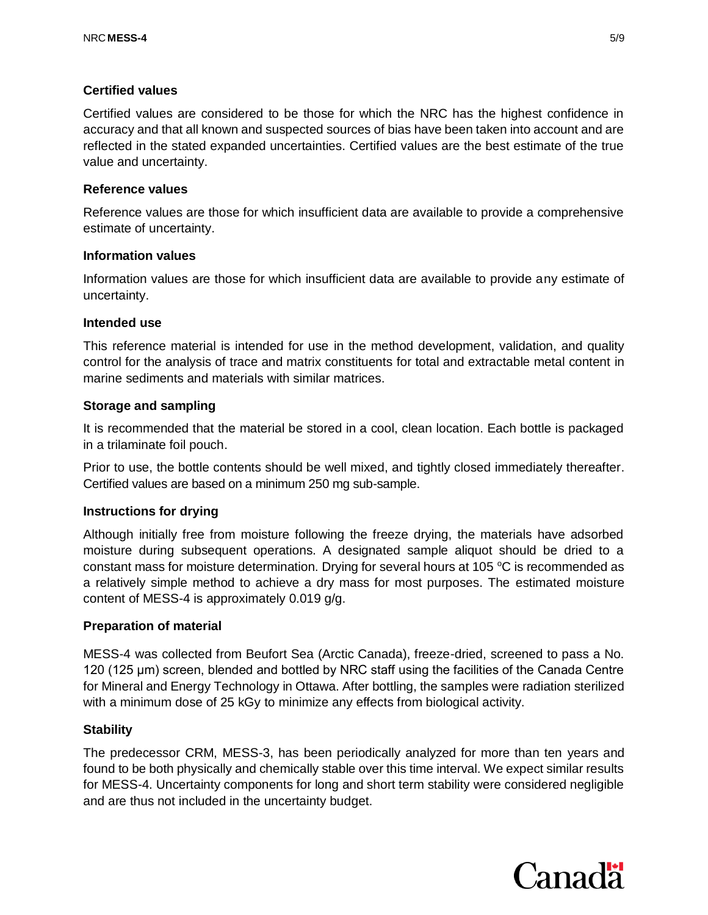### Certified values

Certified values are considered to be those for which the NRC has the highest confidence in accuracy and that all known and suspected sources of bias have been taken into account and are reflected in the stated expanded uncertainties. Certified values are the best estimate of the true value and uncertainty.

### Reference values

Reference values are those for which insufficient data are available to provide a comprehensive estimate of uncertainty.

### Information values

Information values are those for which insufficient data are available to provide any estimate of uncertainty.

### Intended use

This reference material is intended for use in the method development, validation, and quality control for the analysis of trace and matrix constituents for total and extractable metal content in marine sediments and materials with similar matrices.

### Storage and sampling

It is recommended that the material be stored in a cool, clean location. Each bottle is packaged in a trilaminate foil pouch.

Prior to use, the bottle contents should be well mixed, and tightly closed immediately thereafter. Certified values are based on a minimum 250 mg sub-sample.

### Instructions for drying

Although initially free from moisture following the freeze drying, the materials have adsorbed moisture during subsequent operations. A designated sample aliquot should be dried to a constant mass for moisture determination. Drying for several hours at 105 °C is recommended as a relatively simple method to achieve a dry mass for most purposes. The estimated moisture content of MESS-4 is approximately 0.019 g/g.

### Preparation of material

MESS-4 was collected from Beufort Sea (Arctic Canada), freeze-dried, screened to pass a No. 120 (125 µm) screen, blended and bottled by NRC staff using the facilities of the Canada Centre for Mineral and Energy Technology in Ottawa. After bottling, the samples were radiation sterilized with a minimum dose of 25 kGy to minimize any effects from biological activity.

### Stability

The predecessor CRM, MESS-3, has been periodically analyzed for more than ten years and found to be both physically and chemically stable over this time interval. We expect similar results for MESS-4. Uncertainty components for long and short term stability were considered negligible and are thus not included in the uncertainty budget.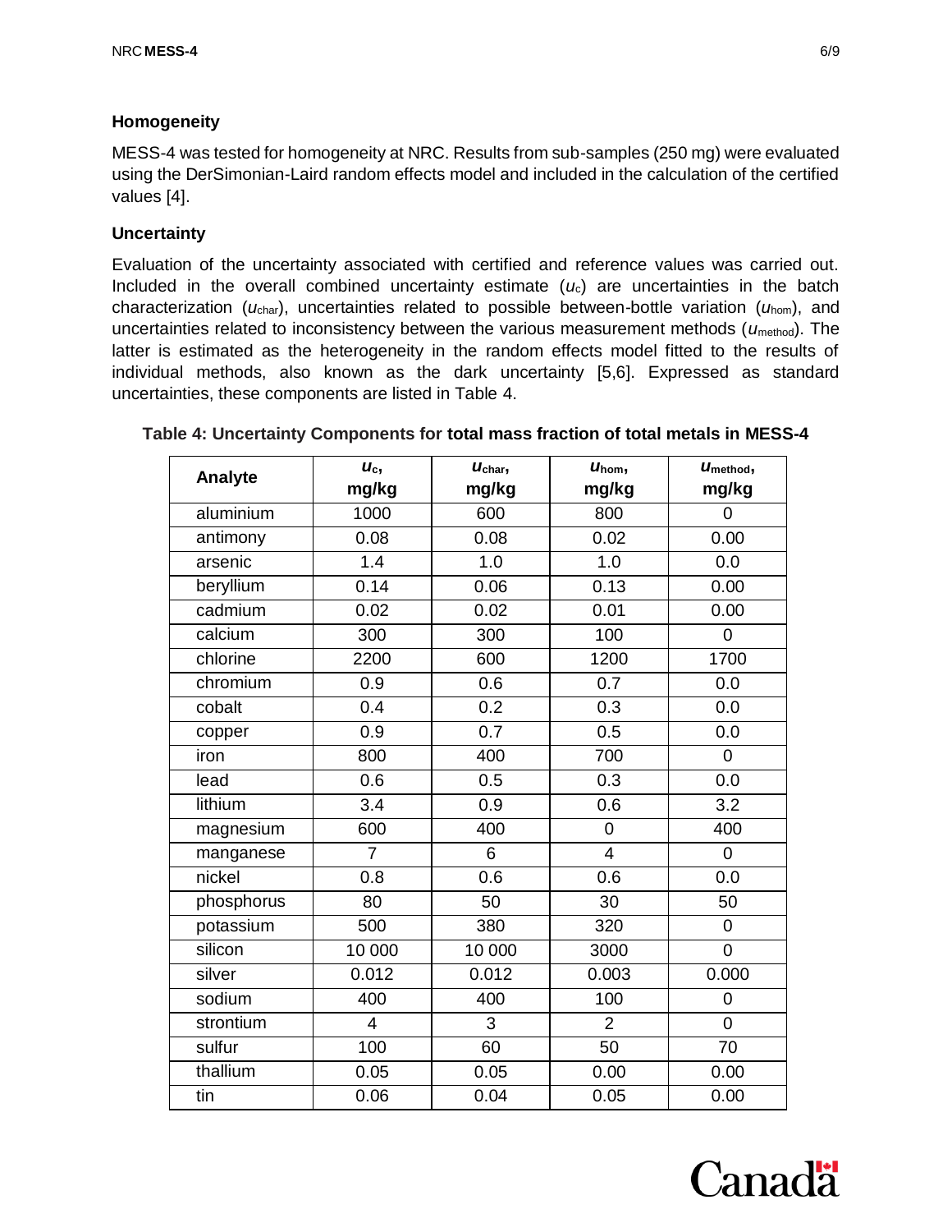### Homogeneity

MESS-4 was tested for homogeneity at NRC. Results from sub-samples (250 mg) were evaluated using the DerSimonian-Laird random effects model and included in the calculation of the certified values [4].

### Uncertainty

Evaluation of the uncertainty associated with certified and reference values was carried out. Included in the overall combined uncertainty estimate ($u_c$) are uncertainties in the batch characterization ($u_{char}$), uncertainties related to possible between-bottle variation ($u_{hom}$), and uncertainties related to inconsistency between the various measurement methods ($u_{method}$). The latter is estimated as the heterogeneity in the random effects model fitted to the results of individual methods, also known as the dark uncertainty [5,6]. Expressed as standard uncertainties, these components are listed in Table 4.

**Table 4: Uncertainty Components for total mass fraction of total metals in MESS-4**

| Analyte | $u_c$, mg/kg | $u_{char}$, mg/kg | $u_{hom}$, mg/kg | $u_{method}$, mg/kg |
|---|---|---|---|---|
| aluminium | 1000 | 600 | 800 | 0 |
| antimony | 0.08 | 0.08 | 0.02 | 0.00 |
| arsenic | 1.4 | 1.0 | 1.0 | 0.0 |
| beryllium | 0.14 | 0.06 | 0.13 | 0.00 |
| cadmium | 0.02 | 0.02 | 0.01 | 0.00 |
| calcium | 300 | 300 | 100 | 0 |
| chlorine | 2200 | 600 | 1200 | 1700 |
| chromium | 0.9 | 0.6 | 0.7 | 0.0 |
| cobalt | 0.4 | 0.2 | 0.3 | 0.0 |
| copper | 0.9 | 0.7 | 0.5 | 0.0 |
| iron | 800 | 400 | 700 | 0 |
| lead | 0.6 | 0.5 | 0.3 | 0.0 |
| lithium | 3.4 | 0.9 | 0.6 | 3.2 |
| magnesium | 600 | 400 | 0 | 400 |
| manganese | 7 | 6 | 4 | 0 |
| nickel | 0.8 | 0.6 | 0.6 | 0.0 |
| phosphorus | 80 | 50 | 30 | 50 |
| potassium | 500 | 380 | 320 | 0 |
| silicon | 10 000 | 10 000 | 3000 | 0 |
| silver | 0.012 | 0.012 | 0.003 | 0.000 |
| sodium | 400 | 400 | 100 | 0 |
| strontium | 4 | 3 | 2 | 0 |
| sulfur | 100 | 60 | 50 | 70 |
| thallium | 0.05 | 0.05 | 0.00 | 0.00 |
| tin | 0.06 | 0.04 | 0.05 | 0.00 |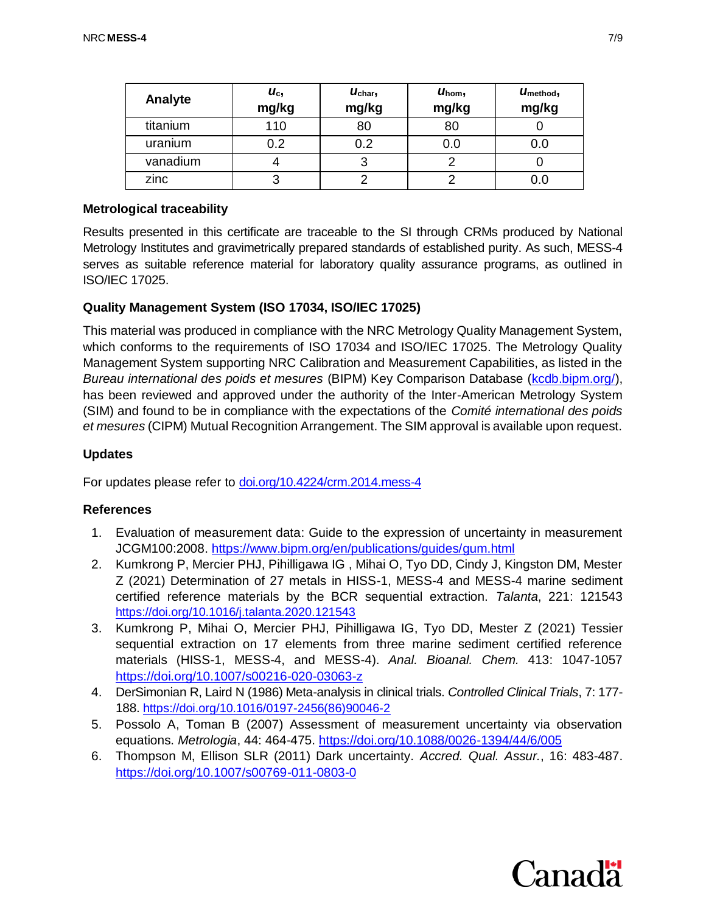| Analyte | $u_c$, mg/kg | $u_{char}$, mg/kg | $u_{hom}$, mg/kg | $u_{method}$, mg/kg |
|---|---|---|---|---|
| titanium | 110 | 80 | 80 | 0 |
| uranium | 0.2 | 0.2 | 0.0 | 0.0 |
| vanadium | 4 | 3 | 2 | 0 |
| zinc | 3 | 2 | 2 | 0.0 |

### Metrological traceability

Results presented in this certificate are traceable to the SI through CRMs produced by National Metrology Institutes and gravimetrically prepared standards of established purity. As such, MESS-4 serves as suitable reference material for laboratory quality assurance programs, as outlined in ISO/IEC 17025.

### Quality Management System (ISO 17034, ISO/IEC 17025)

This material was produced in compliance with the NRC Metrology Quality Management System, which conforms to the requirements of ISO 17034 and ISO/IEC 17025. The Metrology Quality Management System supporting NRC Calibration and Measurement Capabilities, as listed in the *Bureau international des poids et mesures* (BIPM) Key Comparison Database (kcdb.bipm.org/), has been reviewed and approved under the authority of the Inter-American Metrology System (SIM) and found to be in compliance with the expectations of the *Comité international des poids et mesures* (CIPM) Mutual Recognition Arrangement. The SIM approval is available upon request.

### Updates

For updates please refer to doi.org/10.4224/crm.2014.mess-4

### References

1. Evaluation of measurement data: Guide to the expression of uncertainty in measurement JCGM100:2008. https://www.bipm.org/en/publications/guides/gum.html
2. Kumkrong P, Mercier PHJ, Pihilligawa IG , Mihai O, Tyo DD, Cindy J, Kingston DM, Mester Z (2021) Determination of 27 metals in HISS-1, MESS-4 and MESS-4 marine sediment certified reference materials by the BCR sequential extraction. *Talanta*, 221: 121543 https://doi.org/10.1016/j.talanta.2020.121543
3. Kumkrong P, Mihai O, Mercier PHJ, Pihilligawa IG, Tyo DD, Mester Z (2021) Tessier sequential extraction on 17 elements from three marine sediment certified reference materials (HISS-1, MESS-4, and MESS-4). *Anal. Bioanal. Chem.* 413: 1047-1057 https://doi.org/10.1007/s00216-020-03063-z
4. DerSimonian R, Laird N (1986) Meta-analysis in clinical trials. *Controlled Clinical Trials*, 7: 177-188. https://doi.org/10.1016/0197-2456(86)90046-2
5. Possolo A, Toman B (2007) Assessment of measurement uncertainty via observation equations. *Metrologia*, 44: 464-475. https://doi.org/10.1088/0026-1394/44/6/005
6. Thompson M, Ellison SLR (2011) Dark uncertainty. *Accred. Qual. Assur.*, 16: 483-487. https://doi.org/10.1007/s00769-011-0803-0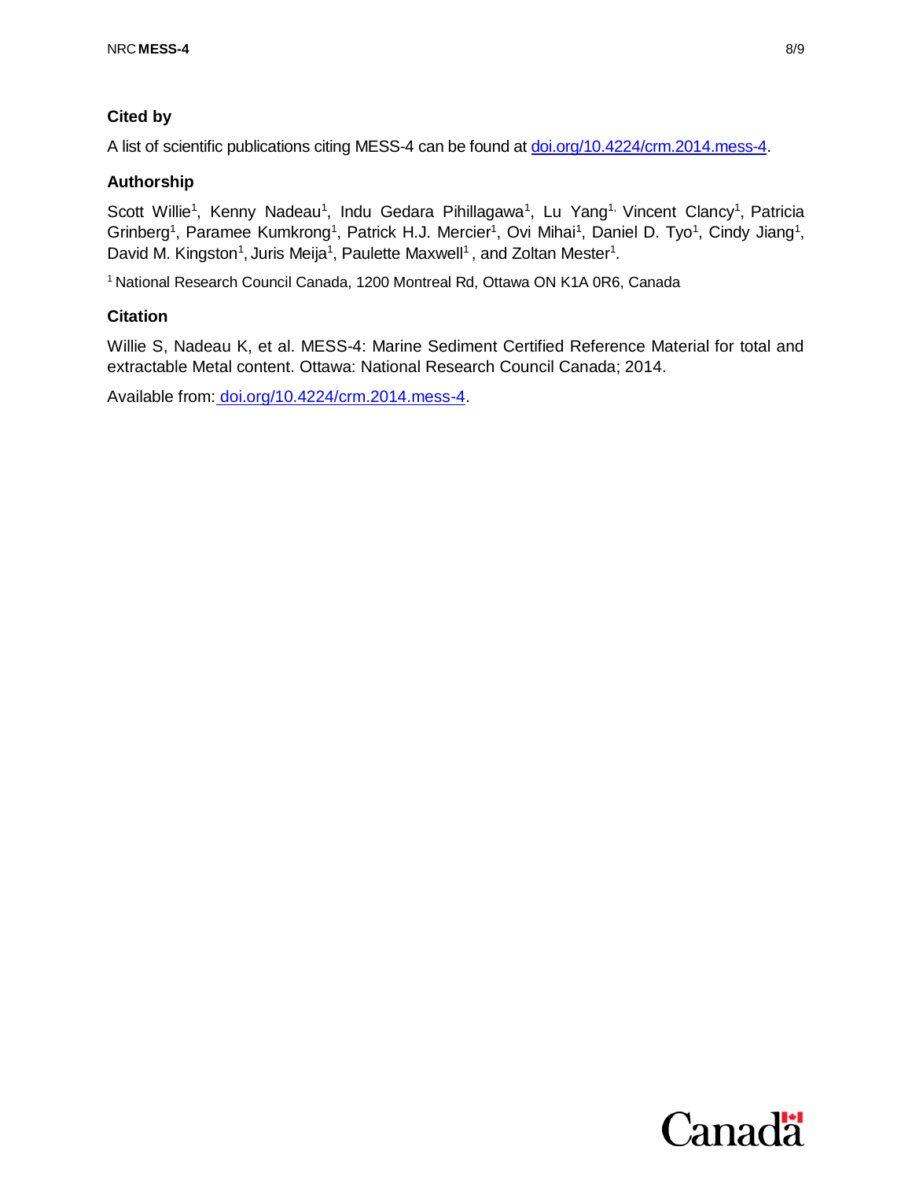### Cited by

A list of scientific publications citing MESS-4 can be found at doi.org/10.4224/crm.2014.mess-4.

### Authorship

Scott Willie[1], Kenny Nadeau[1], Indu Gedara Pihillagawa[1], Lu Yang[1], Vincent Clancy[1], Patricia Grinberg[1], Paramee Kumkrong[1], Patrick H.J. Mercier[1], Ovi Mihai[1], Daniel D. Tyo[1], Cindy Jiang[1], David M. Kingston[1], Juris Meija[1], Paulette Maxwell[1], and Zoltan Mester[1].

[1] National Research Council Canada, 1200 Montreal Rd, Ottawa ON K1A 0R6, Canada

### Citation

Willie S, Nadeau K, et al. MESS-4: Marine Sediment Certified Reference Material for total and extractable Metal content. Ottawa: National Research Council Canada; 2014.

Available from: doi.org/10.4224/crm.2014.mess-4.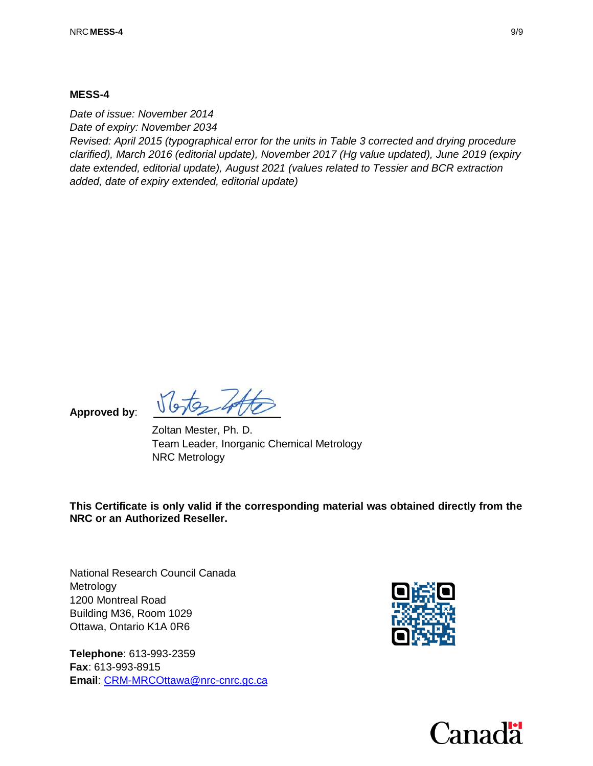**MESS-4**

*Date of issue: November 2014*
*Date of expiry: November 2034*
*Revised: April 2015 (typographical error for the units in Table 3 corrected and drying procedure clarified), March 2016 (editorial update), November 2017 (Hg value updated), June 2019 (expiry date extended, editorial update), August 2021 (values related to Tessier and BCR extraction added, date of expiry extended, editorial update)*

**Approved by**:

Zoltan Mester, Ph. D.
Team Leader, Inorganic Chemical Metrology
NRC Metrology

**This Certificate is only valid if the corresponding material was obtained directly from the NRC or an Authorized Reseller.**

National Research Council Canada
Metrology
1200 Montreal Road
Building M36, Room 1029
Ottawa, Ontario K1A 0R6

**Telephone**: 613-993-2359
**Fax**: 613-993-8915
**Email**: CRM-MRCOttawa@nrc-cnrc.gc.ca

Canada